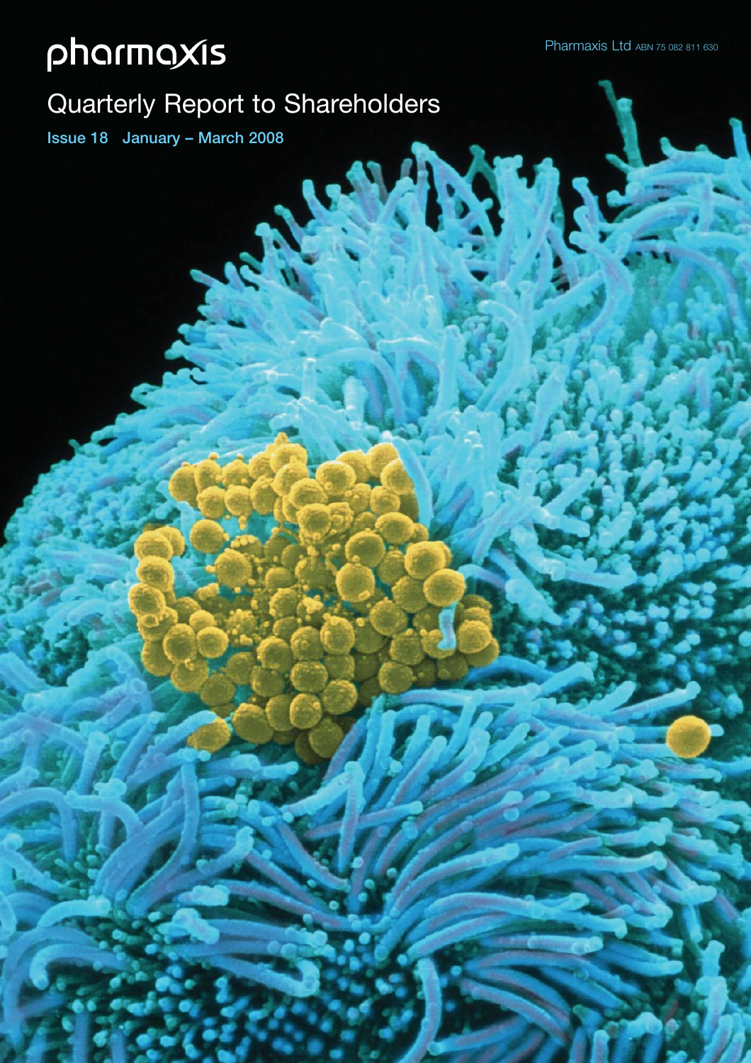# pharmaxis

Pharmaxis Ltd ABN 75 082 811 630

## Quarterly Report to Shareholders

**Issue 18 January – March 2008**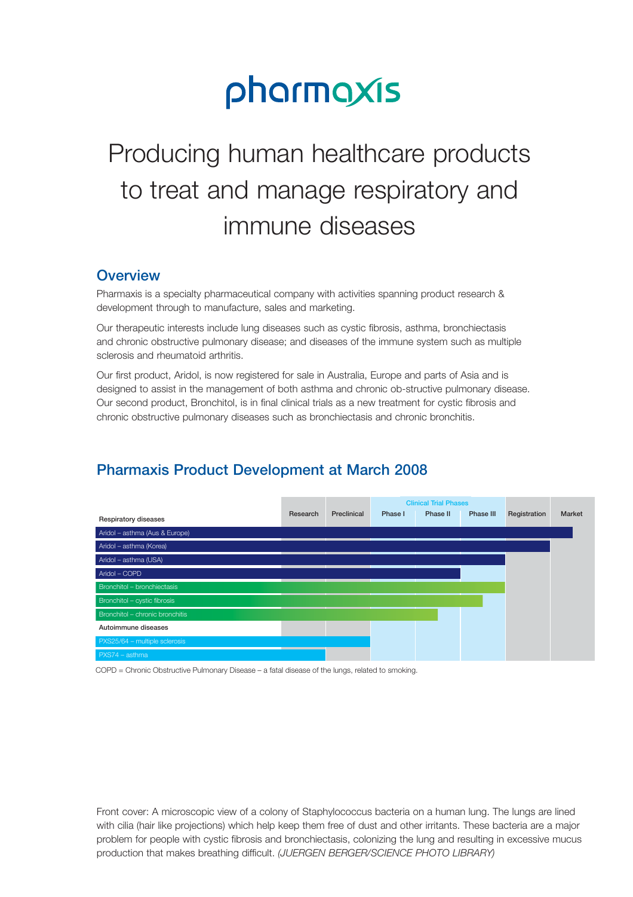# pharmaxis

# Producing human healthcare products to treat and manage respiratory and immune diseases

## Overview

Pharmaxis is a specialty pharmaceutical company with activities spanning product research & development through to manufacture, sales and marketing.

Our therapeutic interests include lung diseases such as cystic fibrosis, asthma, bronchiectasis and chronic obstructive pulmonary disease; and diseases of the immune system such as multiple sclerosis and rheumatoid arthritis.

Our first product, Aridol, is now registered for sale in Australia, Europe and parts of Asia and is designed to assist in the management of both asthma and chronic ob-structive pulmonary disease. Our second product, Bronchitol, is in final clinical trials as a new treatment for cystic fibrosis and chronic obstructive pulmonary diseases such as bronchiectasis and chronic bronchitis.

## Pharmaxis Product Development at March 2008

| | Research | Preclinical | Clinical Trial Phases: Phase I | Phase II | Phase III | Registration | Market |
|---|---|---|---|---|---|---|---|
| **Respiratory diseases** | | | | | | | |
| Aridol – asthma (Aus & Europe) | ■ | ■ | ■ | ■ | ■ | ■ | ■ |
| Aridol – asthma (Korea) | ■ | ■ | ■ | ■ | ■ | ■ | |
| Aridol – asthma (USA) | ■ | ■ | ■ | ■ | ■ | | |
| Aridol – COPD | ■ | ■ | ■ | ■ | | | |
| Bronchitol – bronchiectasis | ■ | ■ | ■ | ■ | ■ | | |
| Bronchitol – cystic fibrosis | ■ | ■ | ■ | ■ | ■ (partial) | | |
| Bronchitol – chronic bronchitis | ■ | ■ | ■ | ■ (partial) | | | |
| **Autoimmune diseases** | | | | | | | |
| PXS25/64 – multiple sclerosis | ■ | ■ | | | | | |
| PXS74 – asthma | ■ | | | | | | |

COPD = Chronic Obstructive Pulmonary Disease – a fatal disease of the lungs, related to smoking.

Front cover: A microscopic view of a colony of Staphylococcus bacteria on a human lung. The lungs are lined with cilia (hair like projections) which help keep them free of dust and other irritants. These bacteria are a major problem for people with cystic fibrosis and bronchiectasis, colonizing the lung and resulting in excessive mucus production that makes breathing difficult. *(JUERGEN BERGER/SCIENCE PHOTO LIBRARY)*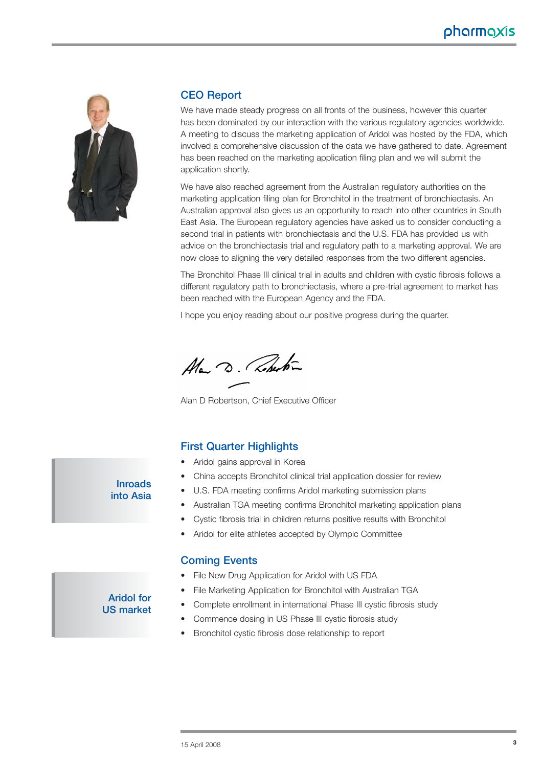## CEO Report

We have made steady progress on all fronts of the business, however this quarter has been dominated by our interaction with the various regulatory agencies worldwide. A meeting to discuss the marketing application of Aridol was hosted by the FDA, which involved a comprehensive discussion of the data we have gathered to date. Agreement has been reached on the marketing application filing plan and we will submit the application shortly.

We have also reached agreement from the Australian regulatory authorities on the marketing application filing plan for Bronchitol in the treatment of bronchiectasis. An Australian approval also gives us an opportunity to reach into other countries in South East Asia. The European regulatory agencies have asked us to consider conducting a second trial in patients with bronchiectasis and the U.S. FDA has provided us with advice on the bronchiectasis trial and regulatory path to a marketing approval. We are now close to aligning the very detailed responses from the two different agencies.

The Bronchitol Phase III clinical trial in adults and children with cystic fibrosis follows a different regulatory path to bronchiectasis, where a pre-trial agreement to market has been reached with the European Agency and the FDA.

I hope you enjoy reading about our positive progress during the quarter.

Alan D Robertson, Chief Executive Officer

## First Quarter Highlights

**Inroads into Asia**

- Aridol gains approval in Korea
- China accepts Bronchitol clinical trial application dossier for review
- U.S. FDA meeting confirms Aridol marketing submission plans
- Australian TGA meeting confirms Bronchitol marketing application plans
- Cystic fibrosis trial in children returns positive results with Bronchitol
- Aridol for elite athletes accepted by Olympic Committee

## Coming Events

**Aridol for US market**

- File New Drug Application for Aridol with US FDA
- File Marketing Application for Bronchitol with Australian TGA
- Complete enrollment in international Phase III cystic fibrosis study
- Commence dosing in US Phase III cystic fibrosis study
- Bronchitol cystic fibrosis dose relationship to report

15 April 2008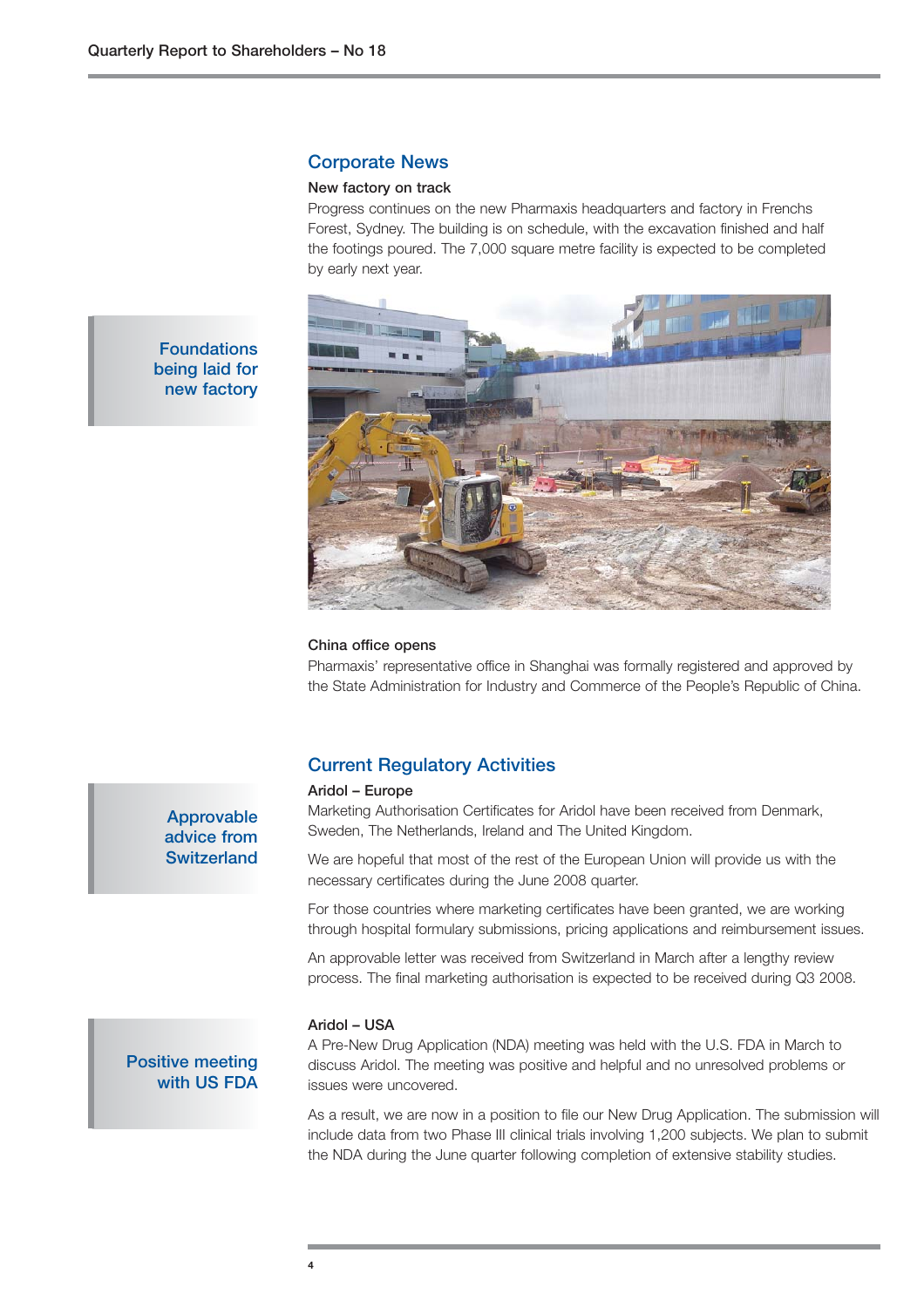## Corporate News

### New factory on track

Progress continues on the new Pharmaxis headquarters and factory in Frenchs Forest, Sydney. The building is on schedule, with the excavation finished and half the footings poured. The 7,000 square metre facility is expected to be completed by early next year.

Foundations being laid for new factory

### China office opens

Pharmaxis' representative office in Shanghai was formally registered and approved by the State Administration for Industry and Commerce of the People's Republic of China.

## Current Regulatory Activities

Approvable advice from Switzerland

### Aridol – Europe

Marketing Authorisation Certificates for Aridol have been received from Denmark, Sweden, The Netherlands, Ireland and The United Kingdom.

We are hopeful that most of the rest of the European Union will provide us with the necessary certificates during the June 2008 quarter.

For those countries where marketing certificates have been granted, we are working through hospital formulary submissions, pricing applications and reimbursement issues.

An approvable letter was received from Switzerland in March after a lengthy review process. The final marketing authorisation is expected to be received during Q3 2008.

Positive meeting with US FDA

### Aridol – USA

A Pre-New Drug Application (NDA) meeting was held with the U.S. FDA in March to discuss Aridol. The meeting was positive and helpful and no unresolved problems or issues were uncovered.

As a result, we are now in a position to file our New Drug Application. The submission will include data from two Phase III clinical trials involving 1,200 subjects. We plan to submit the NDA during the June quarter following completion of extensive stability studies.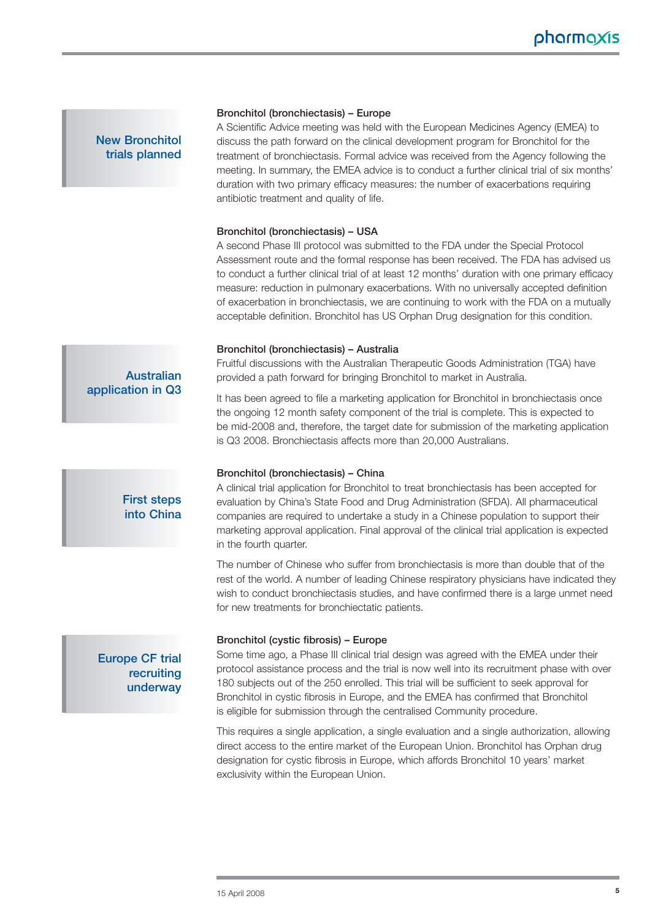**New Bronchitol trials planned**

### Bronchitol (bronchiectasis) – Europe

A Scientific Advice meeting was held with the European Medicines Agency (EMEA) to discuss the path forward on the clinical development program for Bronchitol for the treatment of bronchiectasis. Formal advice was received from the Agency following the meeting. In summary, the EMEA advice is to conduct a further clinical trial of six months' duration with two primary efficacy measures: the number of exacerbations requiring antibiotic treatment and quality of life.

### Bronchitol (bronchiectasis) – USA

A second Phase III protocol was submitted to the FDA under the Special Protocol Assessment route and the formal response has been received. The FDA has advised us to conduct a further clinical trial of at least 12 months' duration with one primary efficacy measure: reduction in pulmonary exacerbations. With no universally accepted definition of exacerbation in bronchiectasis, we are continuing to work with the FDA on a mutually acceptable definition. Bronchitol has US Orphan Drug designation for this condition.

**Australian application in Q3**

### Bronchitol (bronchiectasis) – Australia

Fruitful discussions with the Australian Therapeutic Goods Administration (TGA) have provided a path forward for bringing Bronchitol to market in Australia.

It has been agreed to file a marketing application for Bronchitol in bronchiectasis once the ongoing 12 month safety component of the trial is complete. This is expected to be mid-2008 and, therefore, the target date for submission of the marketing application is Q3 2008. Bronchiectasis affects more than 20,000 Australians.

**First steps into China**

### Bronchitol (bronchiectasis) – China

A clinical trial application for Bronchitol to treat bronchiectasis has been accepted for evaluation by China's State Food and Drug Administration (SFDA). All pharmaceutical companies are required to undertake a study in a Chinese population to support their marketing approval application. Final approval of the clinical trial application is expected in the fourth quarter.

The number of Chinese who suffer from bronchiectasis is more than double that of the rest of the world. A number of leading Chinese respiratory physicians have indicated they wish to conduct bronchiectasis studies, and have confirmed there is a large unmet need for new treatments for bronchiectatic patients.

**Europe CF trial recruiting underway**

### Bronchitol (cystic fibrosis) – Europe

Some time ago, a Phase III clinical trial design was agreed with the EMEA under their protocol assistance process and the trial is now well into its recruitment phase with over 180 subjects out of the 250 enrolled. This trial will be sufficient to seek approval for Bronchitol in cystic fibrosis in Europe, and the EMEA has confirmed that Bronchitol is eligible for submission through the centralised Community procedure.

This requires a single application, a single evaluation and a single authorization, allowing direct access to the entire market of the European Union. Bronchitol has Orphan drug designation for cystic fibrosis in Europe, which affords Bronchitol 10 years' market exclusivity within the European Union.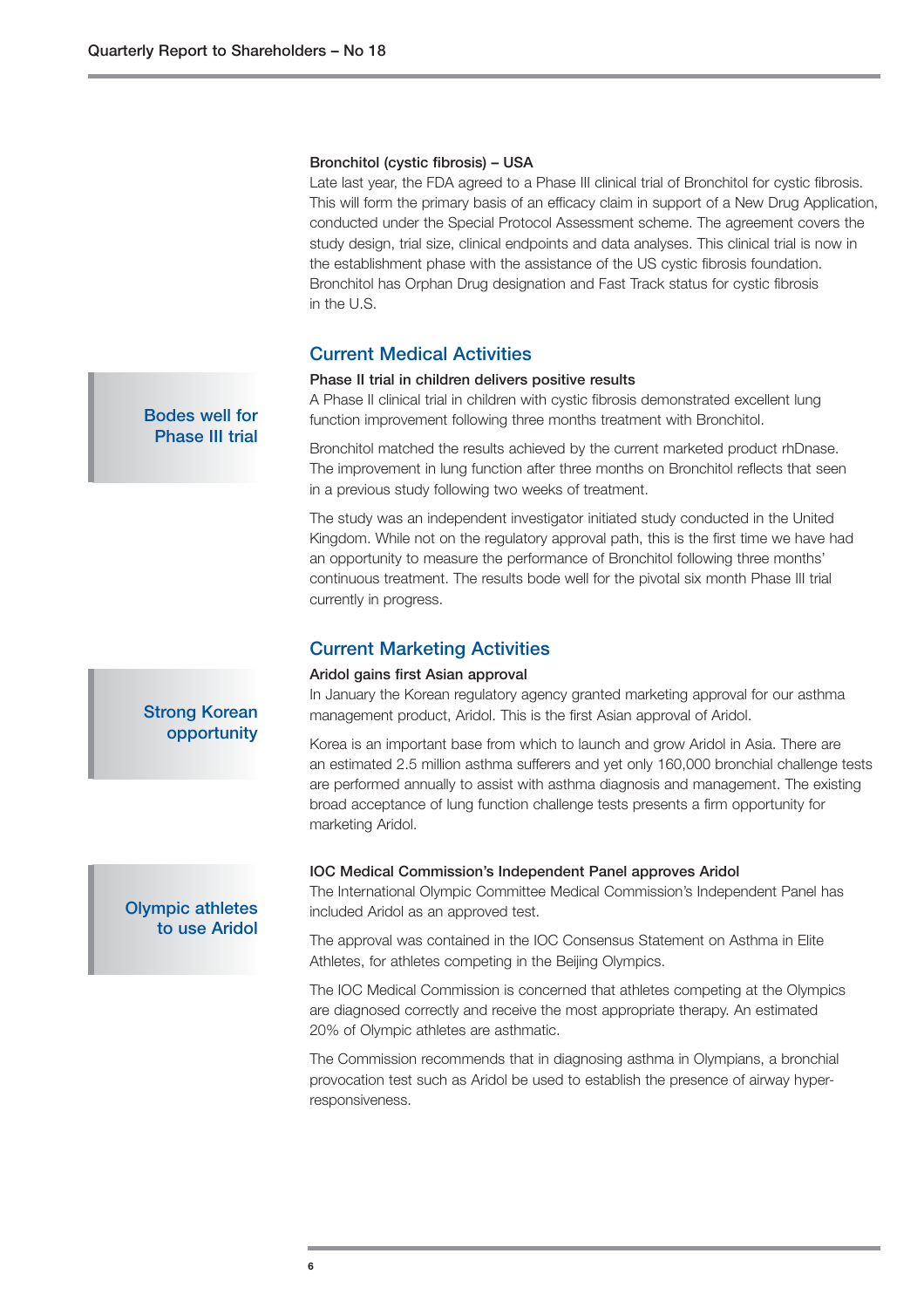**Bronchitol (cystic fibrosis) – USA**

Late last year, the FDA agreed to a Phase III clinical trial of Bronchitol for cystic fibrosis. This will form the primary basis of an efficacy claim in support of a New Drug Application, conducted under the Special Protocol Assessment scheme. The agreement covers the study design, trial size, clinical endpoints and data analyses. This clinical trial is now in the establishment phase with the assistance of the US cystic fibrosis foundation. Bronchitol has Orphan Drug designation and Fast Track status for cystic fibrosis in the U.S.

## Current Medical Activities

**Bodes well for Phase III trial**

**Phase II trial in children delivers positive results**

A Phase II clinical trial in children with cystic fibrosis demonstrated excellent lung function improvement following three months treatment with Bronchitol.

Bronchitol matched the results achieved by the current marketed product rhDnase. The improvement in lung function after three months on Bronchitol reflects that seen in a previous study following two weeks of treatment.

The study was an independent investigator initiated study conducted in the United Kingdom. While not on the regulatory approval path, this is the first time we have had an opportunity to measure the performance of Bronchitol following three months' continuous treatment. The results bode well for the pivotal six month Phase III trial currently in progress.

## Current Marketing Activities

**Strong Korean opportunity**

**Aridol gains first Asian approval**

In January the Korean regulatory agency granted marketing approval for our asthma management product, Aridol. This is the first Asian approval of Aridol.

Korea is an important base from which to launch and grow Aridol in Asia. There are an estimated 2.5 million asthma sufferers and yet only 160,000 bronchial challenge tests are performed annually to assist with asthma diagnosis and management. The existing broad acceptance of lung function challenge tests presents a firm opportunity for marketing Aridol.

**Olympic athletes to use Aridol**

**IOC Medical Commission's Independent Panel approves Aridol**

The International Olympic Committee Medical Commission's Independent Panel has included Aridol as an approved test.

The approval was contained in the IOC Consensus Statement on Asthma in Elite Athletes, for athletes competing in the Beijing Olympics.

The IOC Medical Commission is concerned that athletes competing at the Olympics are diagnosed correctly and receive the most appropriate therapy. An estimated 20% of Olympic athletes are asthmatic.

The Commission recommends that in diagnosing asthma in Olympians, a bronchial provocation test such as Aridol be used to establish the presence of airway hyper-responsiveness.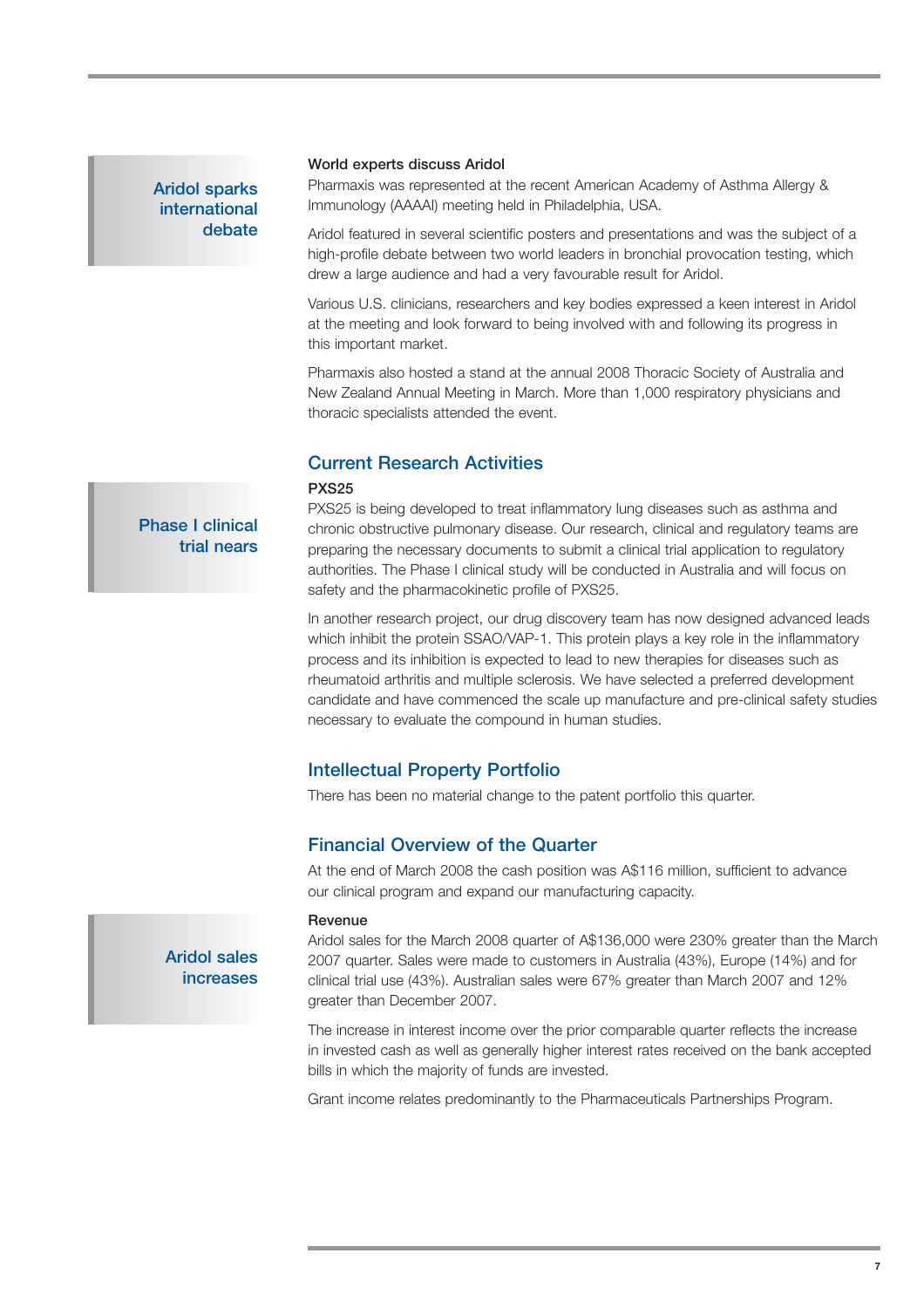**Aridol sparks international debate**

### World experts discuss Aridol

Pharmaxis was represented at the recent American Academy of Asthma Allergy & Immunology (AAAAI) meeting held in Philadelphia, USA.

Aridol featured in several scientific posters and presentations and was the subject of a high-profile debate between two world leaders in bronchial provocation testing, which drew a large audience and had a very favourable result for Aridol.

Various U.S. clinicians, researchers and key bodies expressed a keen interest in Aridol at the meeting and look forward to being involved with and following its progress in this important market.

Pharmaxis also hosted a stand at the annual 2008 Thoracic Society of Australia and New Zealand Annual Meeting in March. More than 1,000 respiratory physicians and thoracic specialists attended the event.

## Current Research Activities

**Phase I clinical trial nears**

### PXS25

PXS25 is being developed to treat inflammatory lung diseases such as asthma and chronic obstructive pulmonary disease. Our research, clinical and regulatory teams are preparing the necessary documents to submit a clinical trial application to regulatory authorities. The Phase I clinical study will be conducted in Australia and will focus on safety and the pharmacokinetic profile of PXS25.

In another research project, our drug discovery team has now designed advanced leads which inhibit the protein SSAO/VAP-1. This protein plays a key role in the inflammatory process and its inhibition is expected to lead to new therapies for diseases such as rheumatoid arthritis and multiple sclerosis. We have selected a preferred development candidate and have commenced the scale up manufacture and pre-clinical safety studies necessary to evaluate the compound in human studies.

## Intellectual Property Portfolio

There has been no material change to the patent portfolio this quarter.

## Financial Overview of the Quarter

At the end of March 2008 the cash position was A$116 million, sufficient to advance our clinical program and expand our manufacturing capacity.

**Aridol sales increases**

### Revenue

Aridol sales for the March 2008 quarter of A$136,000 were 230% greater than the March 2007 quarter. Sales were made to customers in Australia (43%), Europe (14%) and for clinical trial use (43%). Australian sales were 67% greater than March 2007 and 12% greater than December 2007.

The increase in interest income over the prior comparable quarter reflects the increase in invested cash as well as generally higher interest rates received on the bank accepted bills in which the majority of funds are invested.

Grant income relates predominantly to the Pharmaceuticals Partnerships Program.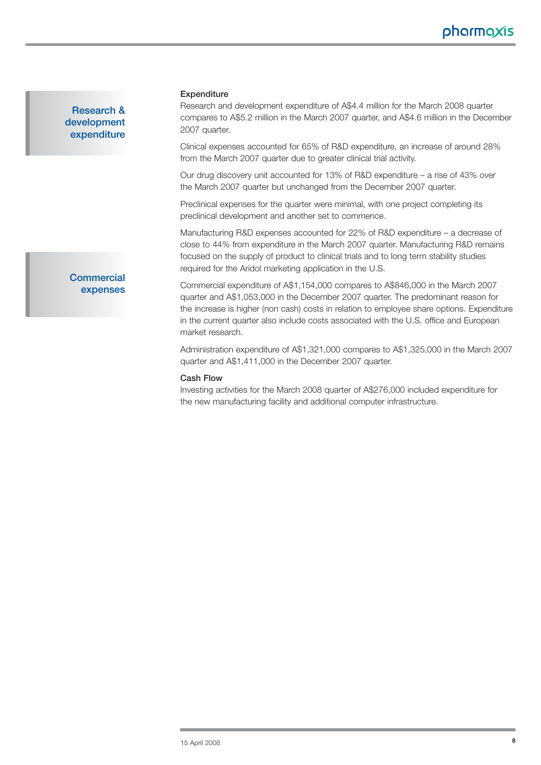## Research & development expenditure

### Expenditure

Research and development expenditure of A$4.4 million for the March 2008 quarter compares to A$5.2 million in the March 2007 quarter, and A$4.6 million in the December 2007 quarter.

Clinical expenses accounted for 65% of R&D expenditure, an increase of around 28% from the March 2007 quarter due to greater clinical trial activity.

Our drug discovery unit accounted for 13% of R&D expenditure – a rise of 43% over the March 2007 quarter but unchanged from the December 2007 quarter.

Preclinical expenses for the quarter were minimal, with one project completing its preclinical development and another set to commence.

Manufacturing R&D expenses accounted for 22% of R&D expenditure – a decrease of close to 44% from expenditure in the March 2007 quarter. Manufacturing R&D remains focused on the supply of product to clinical trials and to long term stability studies required for the Aridol marketing application in the U.S.

## Commercial expenses

Commercial expenditure of A$1,154,000 compares to A$846,000 in the March 2007 quarter and A$1,053,000 in the December 2007 quarter. The predominant reason for the increase is higher (non cash) costs in relation to employee share options. Expenditure in the current quarter also include costs associated with the U.S. office and European market research.

Administration expenditure of A$1,321,000 compares to A$1,325,000 in the March 2007 quarter and A$1,411,000 in the December 2007 quarter.

### Cash Flow

Investing activities for the March 2008 quarter of A$276,000 included expenditure for the new manufacturing facility and additional computer infrastructure.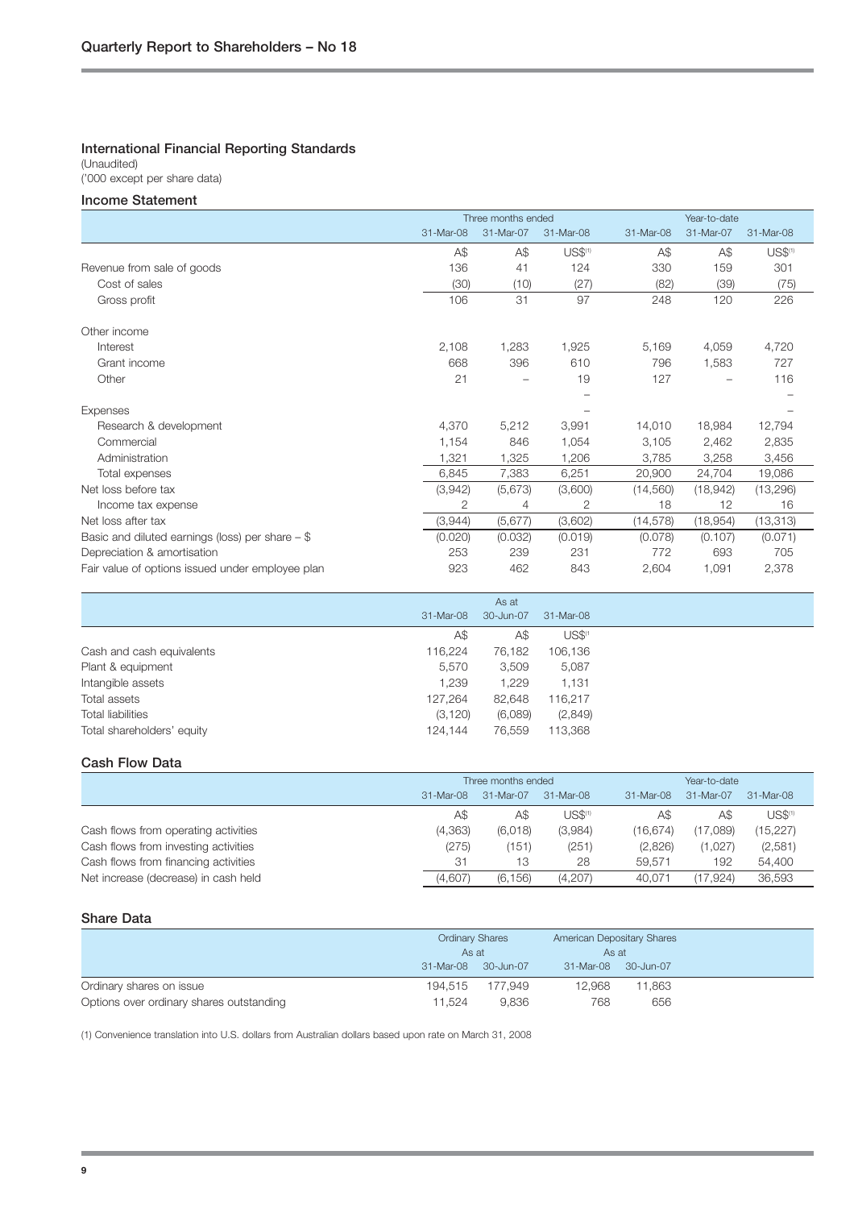## International Financial Reporting Standards

(Unaudited)
('000 except per share data)

### Income Statement

| | Three months ended | | | Year-to-date | | |
|---|---|---|---|---|---|---|
| | 31-Mar-08 | 31-Mar-07 | 31-Mar-08 | 31-Mar-08 | 31-Mar-07 | 31-Mar-08 |
| | A$ | A$ | US$[1] | A$ | A$ | US$[1] |
| Revenue from sale of goods | 136 | 41 | 124 | 330 | 159 | 301 |
| Cost of sales | (30) | (10) | (27) | (82) | (39) | (75) |
| Gross profit | 106 | 31 | 97 | 248 | 120 | 226 |
| Other income | | | | | | |
| Interest | 2,108 | 1,283 | 1,925 | 5,169 | 4,059 | 4,720 |
| Grant income | 668 | 396 | 610 | 796 | 1,583 | 727 |
| Other | 21 | – | 19 | 127 | – | 116 |
| | | | – | | | – |
| Expenses | | | – | | | – |
| Research & development | 4,370 | 5,212 | 3,991 | 14,010 | 18,984 | 12,794 |
| Commercial | 1,154 | 846 | 1,054 | 3,105 | 2,462 | 2,835 |
| Administration | 1,321 | 1,325 | 1,206 | 3,785 | 3,258 | 3,456 |
| Total expenses | 6,845 | 7,383 | 6,251 | 20,900 | 24,704 | 19,086 |
| Net loss before tax | (3,942) | (5,673) | (3,600) | (14,560) | (18,942) | (13,296) |
| Income tax expense | 2 | 4 | 2 | 18 | 12 | 16 |
| Net loss after tax | (3,944) | (5,677) | (3,602) | (14,578) | (18,954) | (13,313) |
| Basic and diluted earnings (loss) per share – $ | (0.020) | (0.032) | (0.019) | (0.078) | (0.107) | (0.071) |
| Depreciation & amortisation | 253 | 239 | 231 | 772 | 693 | 705 |
| Fair value of options issued under employee plan | 923 | 462 | 843 | 2,604 | 1,091 | 2,378 |

| | As at | | |
|---|---|---|---|
| | 31-Mar-08 | 30-Jun-07 | 31-Mar-08 |
| | A$ | A$ | US$[1] |
| Cash and cash equivalents | 116,224 | 76,182 | 106,136 |
| Plant & equipment | 5,570 | 3,509 | 5,087 |
| Intangible assets | 1,239 | 1,229 | 1,131 |
| Total assets | 127,264 | 82,648 | 116,217 |
| Total liabilities | (3,120) | (6,089) | (2,849) |
| Total shareholders' equity | 124,144 | 76,559 | 113,368 |

### Cash Flow Data

| | Three months ended | | | Year-to-date | | |
|---|---|---|---|---|---|---|
| | 31-Mar-08 | 31-Mar-07 | 31-Mar-08 | 31-Mar-08 | 31-Mar-07 | 31-Mar-08 |
| | A$ | A$ | US$[1] | A$ | A$ | US$[1] |
| Cash flows from operating activities | (4,363) | (6,018) | (3,984) | (16,674) | (17,089) | (15,227) |
| Cash flows from investing activities | (275) | (151) | (251) | (2,826) | (1,027) | (2,581) |
| Cash flows from financing activities | 31 | 13 | 28 | 59,571 | 192 | 54,400 |
| Net increase (decrease) in cash held | (4,607) | (6,156) | (4,207) | 40,071 | (17,924) | 36,593 |

### Share Data

| | Ordinary Shares As at | | American Depositary Shares As at | |
|---|---|---|---|---|
| | 31-Mar-08 | 30-Jun-07 | 31-Mar-08 | 30-Jun-07 |
| Ordinary shares on issue | 194,515 | 177,949 | 12,968 | 11,863 |
| Options over ordinary shares outstanding | 11,524 | 9,836 | 768 | 656 |

(1) Convenience translation into U.S. dollars from Australian dollars based upon rate on March 31, 2008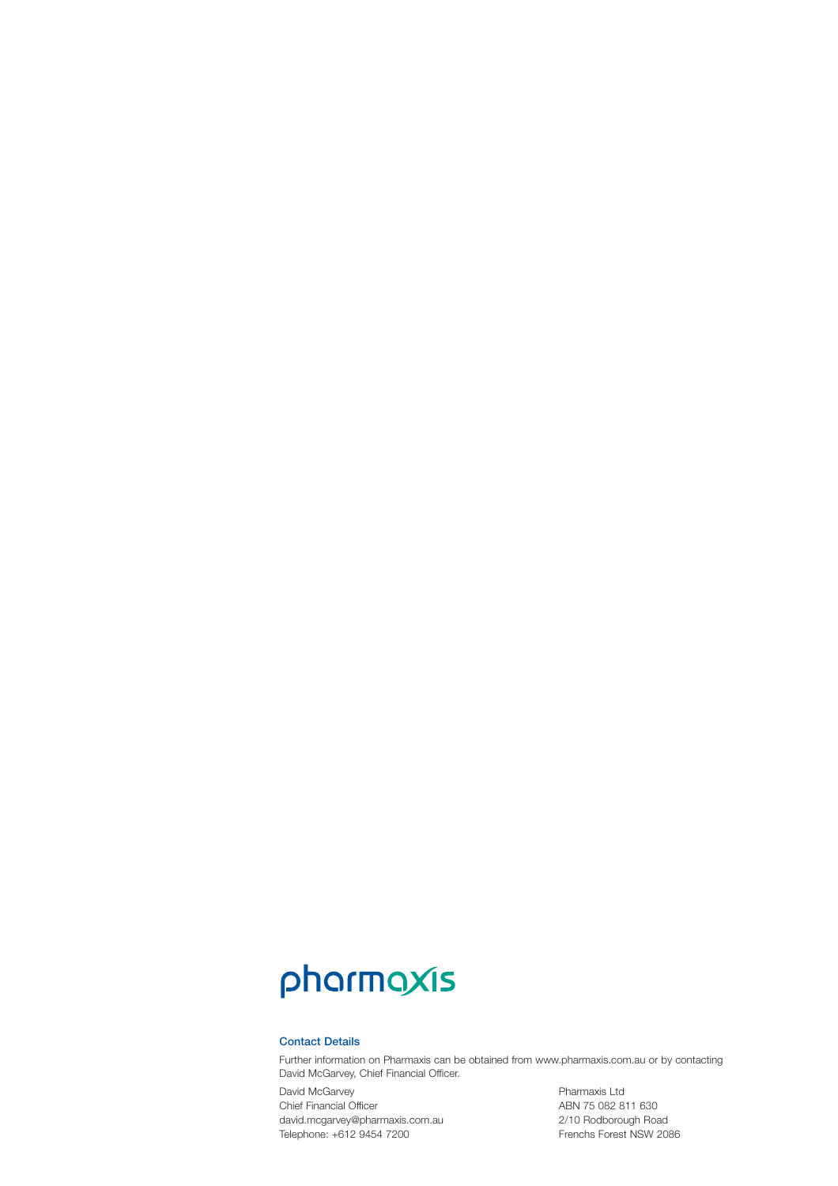pharmaxis

### Contact Details

Further information on Pharmaxis can be obtained from www.pharmaxis.com.au or by contacting David McGarvey, Chief Financial Officer.

David McGarvey
Chief Financial Officer
david.mcgarvey@pharmaxis.com.au
Telephone: +612 9454 7200

Pharmaxis Ltd
ABN 75 082 811 630
2/10 Rodborough Road
Frenchs Forest NSW 2086